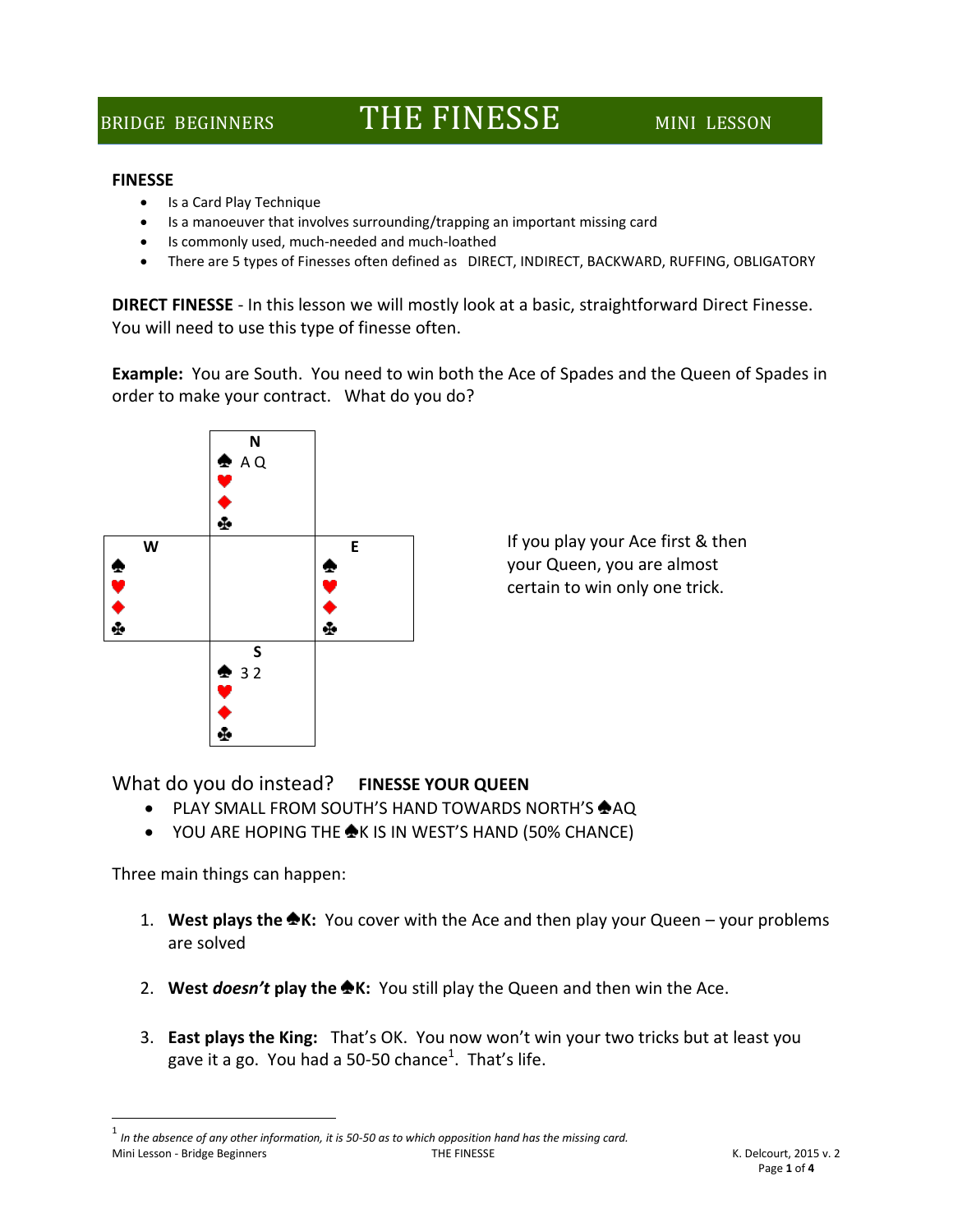# BRIDGE BEGINNERS — THE FINESSE — MINI LESSON

**FINESSE**

- Is a Card Play Technique
- Is a manoeuver that involves surrounding/trapping an important missing card
- Is commonly used, much-needed and much-loathed
- There are 5 types of Finesses often defined as DIRECT, INDIRECT, BACKWARD, RUFFING, OBLIGATORY

**DIRECT FINESSE** - In this lesson we will mostly look at a basic, straightforward Direct Finesse. You will need to use this type of finesse often.

**Example:** You are South. You need to win both the Ace of Spades and the Queen of Spades in order to make your contract. What do you do?

| | N | |
|---|---|---|
| | ♠ A Q<br>♥<br>♦<br>♣ | |
| **W**<br>♠<br>♥<br>♦<br>♣ | | **E**<br>♠<br>♥<br>♦<br>♣ |
| | **S**<br>♠ 3 2<br>♥<br>♦<br>♣ | |

If you play your Ace first & then your Queen, you are almost certain to win only one trick.

What do you do instead? **FINESSE YOUR QUEEN**

- PLAY SMALL FROM SOUTH'S HAND TOWARDS NORTH'S ♠AQ
- YOU ARE HOPING THE ♠K IS IN WEST'S HAND (50% CHANCE)

Three main things can happen:

1. **West plays the ♠K:** You cover with the Ace and then play your Queen – your problems are solved
2. **West *doesn't* play the ♠K:** You still play the Queen and then win the Ace.
3. **East plays the King:** That's OK. You now won't win your two tricks but at least you gave it a go. You had a 50-50 chance[1]. That's life.

---

[1] *In the absence of any other information, it is 50-50 as to which opposition hand has the missing card.*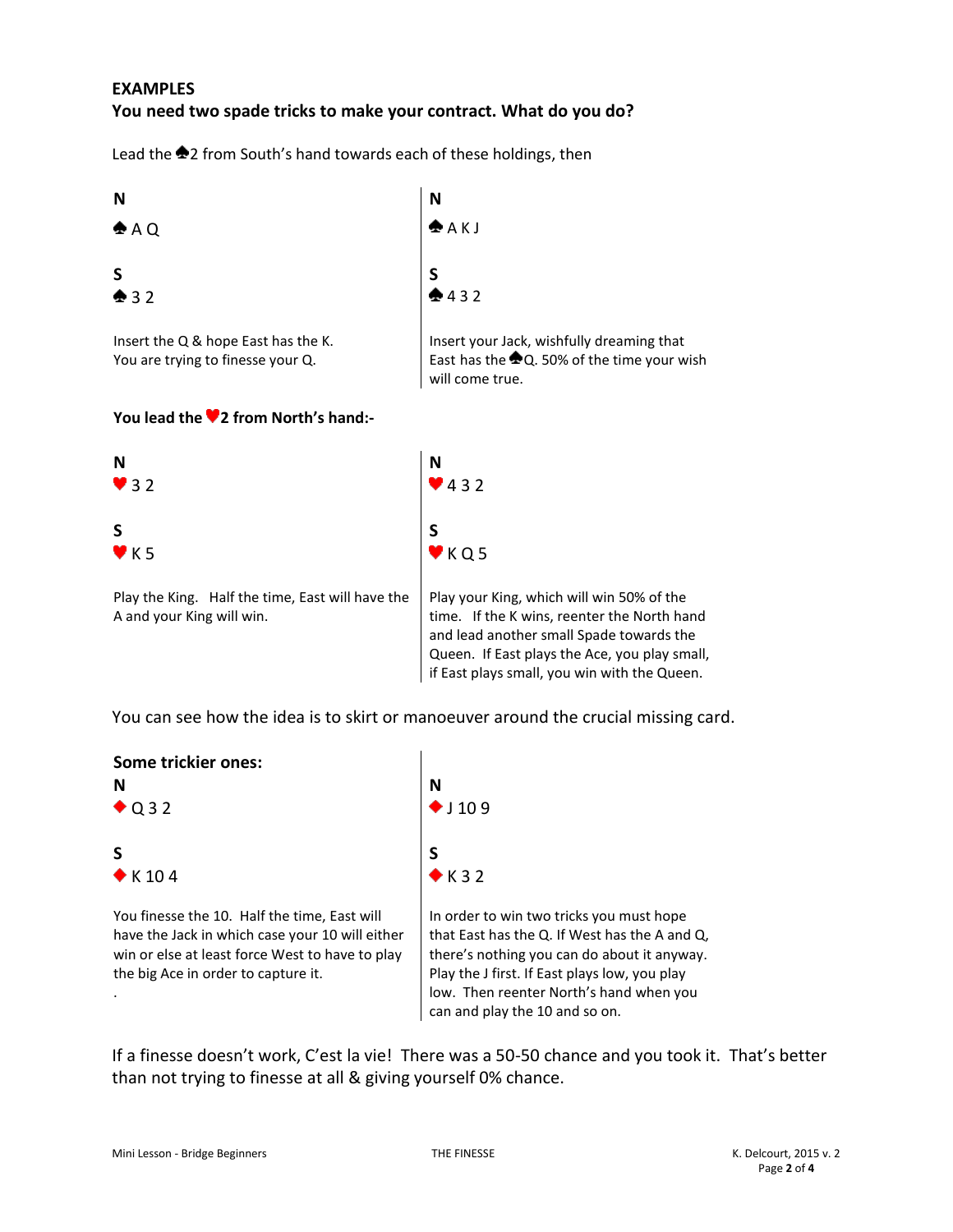## EXAMPLES

**You need two spade tricks to make your contract. What do you do?**

Lead the ♠2 from South's hand towards each of these holdings, then

**N**
♠ A Q

**S**
♠ 3 2

Insert the Q & hope East has the K. You are trying to finesse your Q.

**N**
♠ A K J

**S**
♠ 4 3 2

Insert your Jack, wishfully dreaming that East has the ♠Q. 50% of the time your wish will come true.

**You lead the ♥2 from North's hand:-**

**N**
♥ 3 2

**S**
♥ K 5

Play the King. Half the time, East will have the A and your King will win.

**N**
♥ 4 3 2

**S**
♥ K Q 5

Play your King, which will win 50% of the time. If the K wins, reenter the North hand and lead another small Spade towards the Queen. If East plays the Ace, you play small, if East plays small, you win with the Queen.

You can see how the idea is to skirt or manoeuver around the crucial missing card.

**Some trickier ones:**

**N**
♦ Q 3 2

**S**
♦ K 10 4

You finesse the 10. Half the time, East will have the Jack in which case your 10 will either win or else at least force West to have to play the big Ace in order to capture it.

.

**N**
♦ J 10 9

**S**
♦ K 3 2

In order to win two tricks you must hope that East has the Q. If West has the A and Q, there's nothing you can do about it anyway. Play the J first. If East plays low, you play low. Then reenter North's hand when you can and play the 10 and so on.

If a finesse doesn't work, C'est la vie! There was a 50-50 chance and you took it. That's better than not trying to finesse at all & giving yourself 0% chance.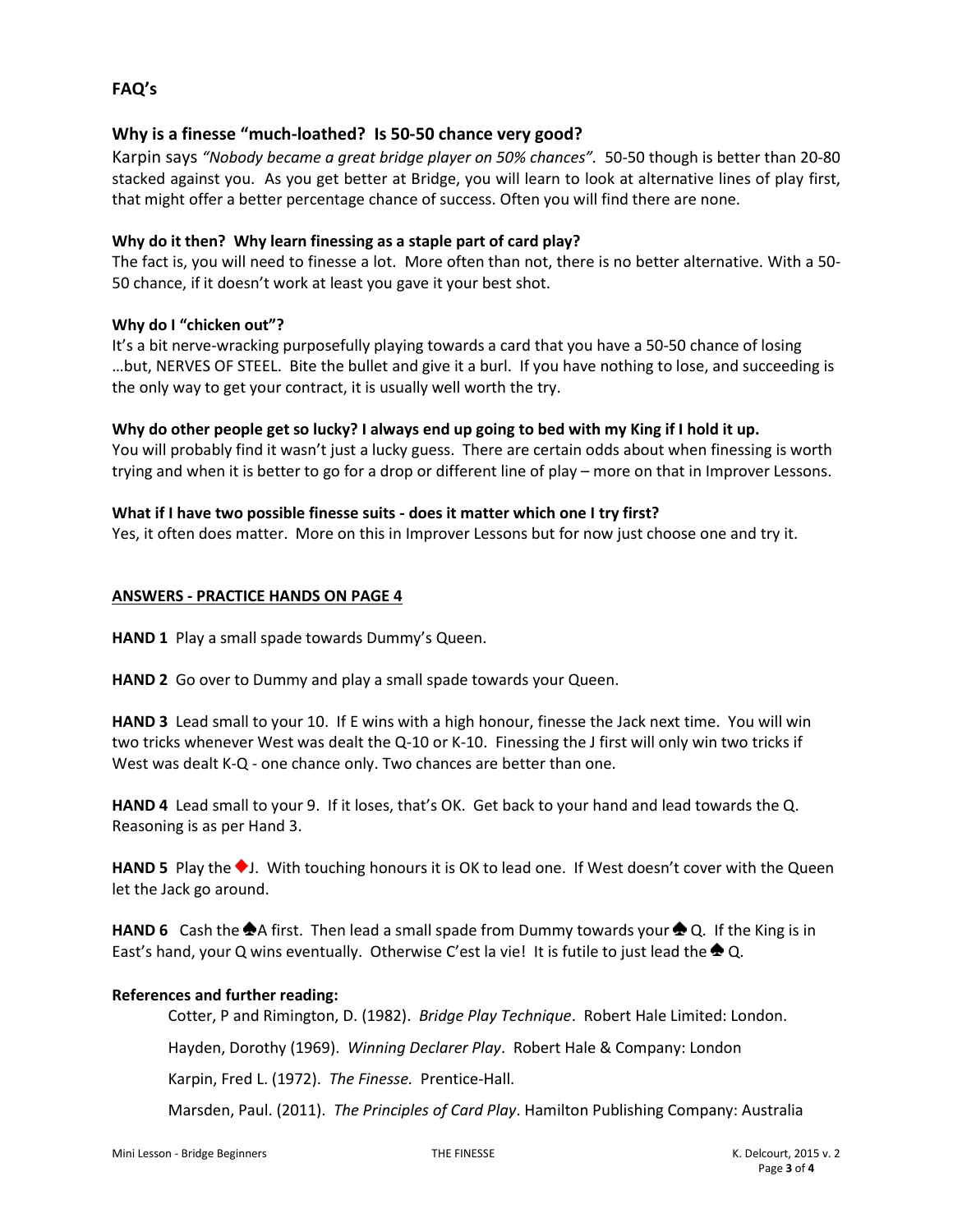## FAQ's

### Why is a finesse "much-loathed? Is 50-50 chance very good?

Karpin says *"Nobody became a great bridge player on 50% chances".* 50-50 though is better than 20-80 stacked against you. As you get better at Bridge, you will learn to look at alternative lines of play first, that might offer a better percentage chance of success. Often you will find there are none.

**Why do it then? Why learn finessing as a staple part of card play?**

The fact is, you will need to finesse a lot. More often than not, there is no better alternative. With a 50-50 chance, if it doesn't work at least you gave it your best shot.

**Why do I "chicken out"?**

It's a bit nerve-wracking purposefully playing towards a card that you have a 50-50 chance of losing …but, NERVES OF STEEL. Bite the bullet and give it a burl. If you have nothing to lose, and succeeding is the only way to get your contract, it is usually well worth the try.

**Why do other people get so lucky? I always end up going to bed with my King if I hold it up.**

You will probably find it wasn't just a lucky guess. There are certain odds about when finessing is worth trying and when it is better to go for a drop or different line of play – more on that in Improver Lessons.

**What if I have two possible finesse suits - does it matter which one I try first?**

Yes, it often does matter. More on this in Improver Lessons but for now just choose one and try it.

**ANSWERS - PRACTICE HANDS ON PAGE 4**

**HAND 1** Play a small spade towards Dummy's Queen.

**HAND 2** Go over to Dummy and play a small spade towards your Queen.

**HAND 3** Lead small to your 10. If E wins with a high honour, finesse the Jack next time. You will win two tricks whenever West was dealt the Q-10 or K-10. Finessing the J first will only win two tricks if West was dealt K-Q - one chance only. Two chances are better than one.

**HAND 4** Lead small to your 9. If it loses, that's OK. Get back to your hand and lead towards the Q. Reasoning is as per Hand 3.

**HAND 5** Play the ♦J. With touching honours it is OK to lead one. If West doesn't cover with the Queen let the Jack go around.

**HAND 6** Cash the ♠A first. Then lead a small spade from Dummy towards your ♠Q. If the King is in East's hand, your Q wins eventually. Otherwise C'est la vie! It is futile to just lead the ♠Q.

**References and further reading:**

Cotter, P and Rimington, D. (1982). *Bridge Play Technique*. Robert Hale Limited: London.

Hayden, Dorothy (1969). *Winning Declarer Play*. Robert Hale & Company: London

Karpin, Fred L. (1972). *The Finesse.* Prentice-Hall.

Marsden, Paul. (2011). *The Principles of Card Play*. Hamilton Publishing Company: Australia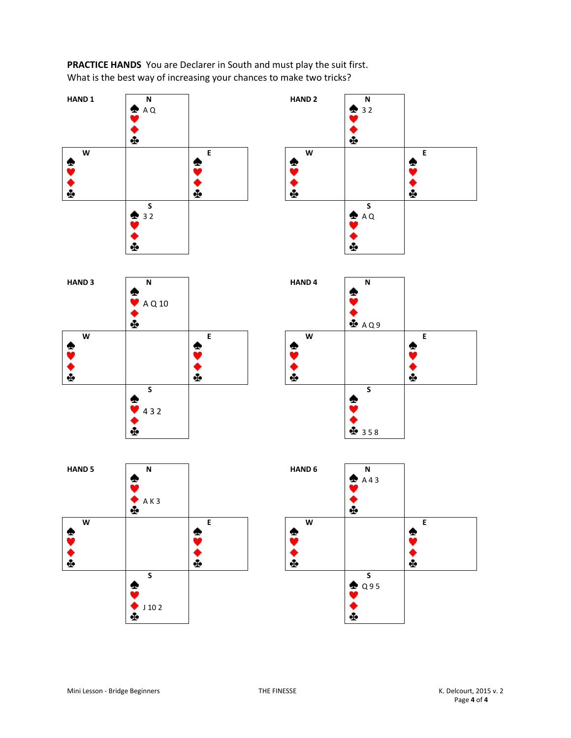**PRACTICE HANDS** You are Declarer in South and must play the suit first.
What is the best way of increasing your chances to make two tricks?

**HAND 1**

| | N | |
|---|---|---|
| | ♠ A Q<br>♥<br>♦<br>♣ | |
| **W**<br>♠<br>♥<br>♦<br>♣ | | **E**<br>♠<br>♥<br>♦<br>♣ |
| | **S**<br>♠ 3 2<br>♥<br>♦<br>♣ | |

**HAND 2**

| | N | |
|---|---|---|
| | ♠ 3 2<br>♥<br>♦<br>♣ | |
| **W**<br>♠<br>♥<br>♦<br>♣ | | **E**<br>♠<br>♥<br>♦<br>♣ |
| | **S**<br>♠ A Q<br>♥<br>♦<br>♣ | |

**HAND 3**

| | N | |
|---|---|---|
| | ♠<br>♥ A Q 10<br>♦<br>♣ | |
| **W**<br>♠<br>♥<br>♦<br>♣ | | **E**<br>♠<br>♥<br>♦<br>♣ |
| | **S**<br>♠<br>♥ 4 3 2<br>♦<br>♣ | |

**HAND 4**

| | N | |
|---|---|---|
| | ♠<br>♥<br>♦<br>♣ A Q 9 | |
| **W**<br>♠<br>♥<br>♦<br>♣ | | **E**<br>♠<br>♥<br>♦<br>♣ |
| | **S**<br>♠<br>♥<br>♦<br>♣ 3 5 8 | |

**HAND 5**

| | N | |
|---|---|---|
| | ♠<br>♥<br>♦ A K 3<br>♣ | |
| **W**<br>♠<br>♥<br>♦<br>♣ | | **E**<br>♠<br>♥<br>♦<br>♣ |
| | **S**<br>♠<br>♥<br>♦ J 10 2<br>♣ | |

**HAND 6**

| | N | |
|---|---|---|
| | ♠ A 4 3<br>♥<br>♦<br>♣ | |
| **W**<br>♠<br>♥<br>♦<br>♣ | | **E**<br>♠<br>♥<br>♦<br>♣ |
| | **S**<br>♠ Q 9 5<br>♥<br>♦<br>♣ | |